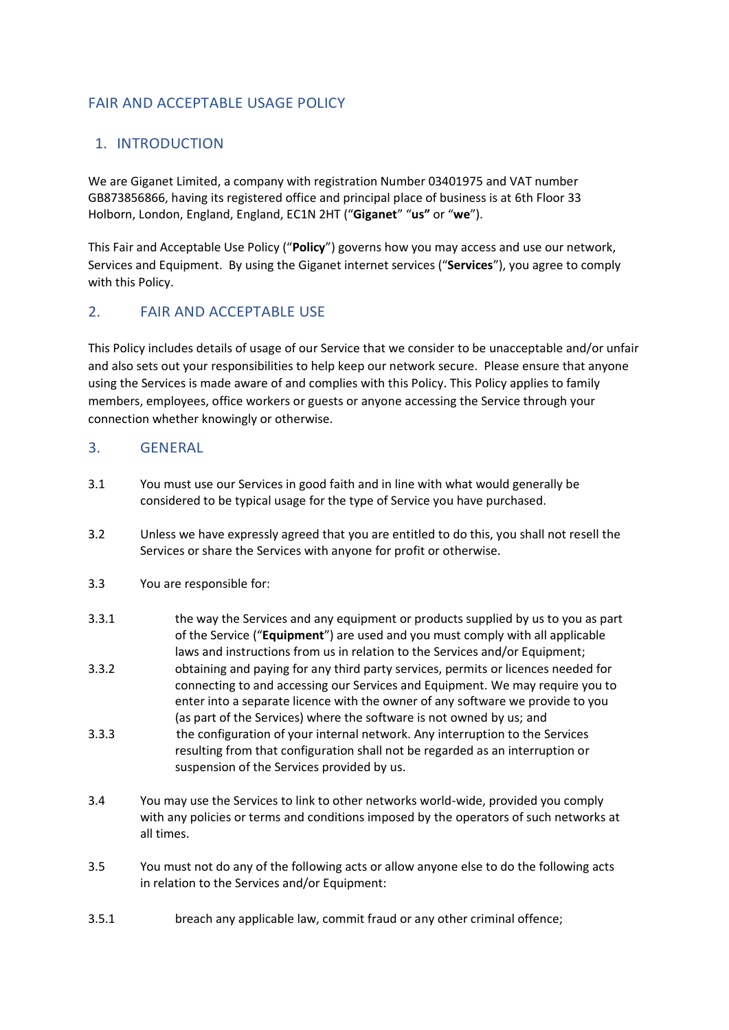# FAIR AND ACCEPTABLE USAGE POLICY

## 1. INTRODUCTION

We are Giganet Limited, a company with registration Number 03401975 and VAT number GB873856866, having its registered office and principal place of business is at 6th Floor 33 Holborn, London, England, England, EC1N 2HT ("**Giganet**" "**us"** or "**we**").

This Fair and Acceptable Use Policy ("**Policy**") governs how you may access and use our network, Services and Equipment. By using the Giganet internet services ("**Services**"), you agree to comply with this Policy.

## 2. FAIR AND ACCEPTABLE USE

This Policy includes details of usage of our Service that we consider to be unacceptable and/or unfair and also sets out your responsibilities to help keep our network secure. Please ensure that anyone using the Services is made aware of and complies with this Policy. This Policy applies to family members, employees, office workers or guests or anyone accessing the Service through your connection whether knowingly or otherwise.

## 3. GENERAL

3.1 You must use our Services in good faith and in line with what would generally be considered to be typical usage for the type of Service you have purchased.

3.2 Unless we have expressly agreed that you are entitled to do this, you shall not resell the Services or share the Services with anyone for profit or otherwise.

3.3 You are responsible for:

3.3.1 the way the Services and any equipment or products supplied by us to you as part of the Service ("**Equipment**") are used and you must comply with all applicable laws and instructions from us in relation to the Services and/or Equipment;

3.3.2 obtaining and paying for any third party services, permits or licences needed for connecting to and accessing our Services and Equipment. We may require you to enter into a separate licence with the owner of any software we provide to you (as part of the Services) where the software is not owned by us; and

3.3.3 the configuration of your internal network. Any interruption to the Services resulting from that configuration shall not be regarded as an interruption or suspension of the Services provided by us.

3.4 You may use the Services to link to other networks world-wide, provided you comply with any policies or terms and conditions imposed by the operators of such networks at all times.

3.5 You must not do any of the following acts or allow anyone else to do the following acts in relation to the Services and/or Equipment:

3.5.1 breach any applicable law, commit fraud or any other criminal offence;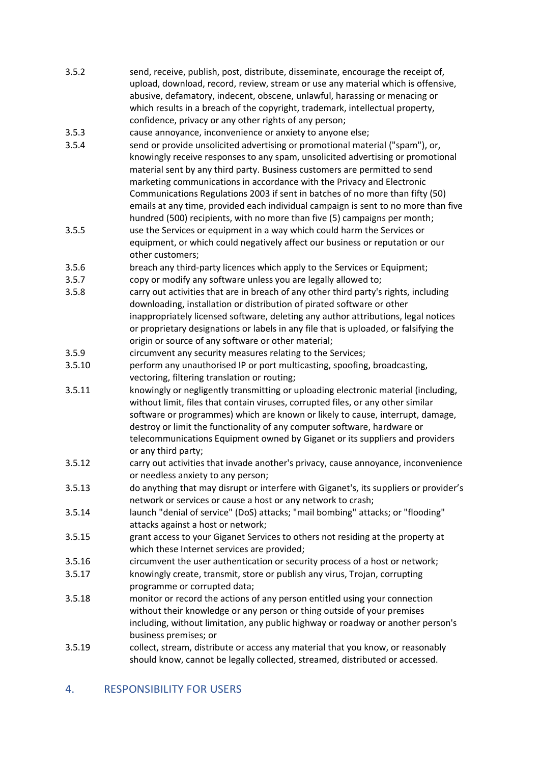3.5.2 send, receive, publish, post, distribute, disseminate, encourage the receipt of, upload, download, record, review, stream or use any material which is offensive, abusive, defamatory, indecent, obscene, unlawful, harassing or menacing or which results in a breach of the copyright, trademark, intellectual property, confidence, privacy or any other rights of any person;

3.5.3 cause annoyance, inconvenience or anxiety to anyone else;

3.5.4 send or provide unsolicited advertising or promotional material ("spam"), or, knowingly receive responses to any spam, unsolicited advertising or promotional material sent by any third party. Business customers are permitted to send marketing communications in accordance with the Privacy and Electronic Communications Regulations 2003 if sent in batches of no more than fifty (50) emails at any time, provided each individual campaign is sent to no more than five hundred (500) recipients, with no more than five (5) campaigns per month;

3.5.5 use the Services or equipment in a way which could harm the Services or equipment, or which could negatively affect our business or reputation or our other customers;

3.5.6 breach any third-party licences which apply to the Services or Equipment;

3.5.7 copy or modify any software unless you are legally allowed to;

3.5.8 carry out activities that are in breach of any other third party's rights, including downloading, installation or distribution of pirated software or other inappropriately licensed software, deleting any author attributions, legal notices or proprietary designations or labels in any file that is uploaded, or falsifying the origin or source of any software or other material;

3.5.9 circumvent any security measures relating to the Services;

3.5.10 perform any unauthorised IP or port multicasting, spoofing, broadcasting, vectoring, filtering translation or routing;

3.5.11 knowingly or negligently transmitting or uploading electronic material (including, without limit, files that contain viruses, corrupted files, or any other similar software or programmes) which are known or likely to cause, interrupt, damage, destroy or limit the functionality of any computer software, hardware or telecommunications Equipment owned by Giganet or its suppliers and providers or any third party;

3.5.12 carry out activities that invade another's privacy, cause annoyance, inconvenience or needless anxiety to any person;

3.5.13 do anything that may disrupt or interfere with Giganet's, its suppliers or provider's network or services or cause a host or any network to crash;

3.5.14 launch "denial of service" (DoS) attacks; "mail bombing" attacks; or "flooding" attacks against a host or network;

3.5.15 grant access to your Giganet Services to others not residing at the property at which these Internet services are provided;

3.5.16 circumvent the user authentication or security process of a host or network;

3.5.17 knowingly create, transmit, store or publish any virus, Trojan, corrupting programme or corrupted data;

3.5.18 monitor or record the actions of any person entitled using your connection without their knowledge or any person or thing outside of your premises including, without limitation, any public highway or roadway or another person's business premises; or

3.5.19 collect, stream, distribute or access any material that you know, or reasonably should know, cannot be legally collected, streamed, distributed or accessed.

## 4. RESPONSIBILITY FOR USERS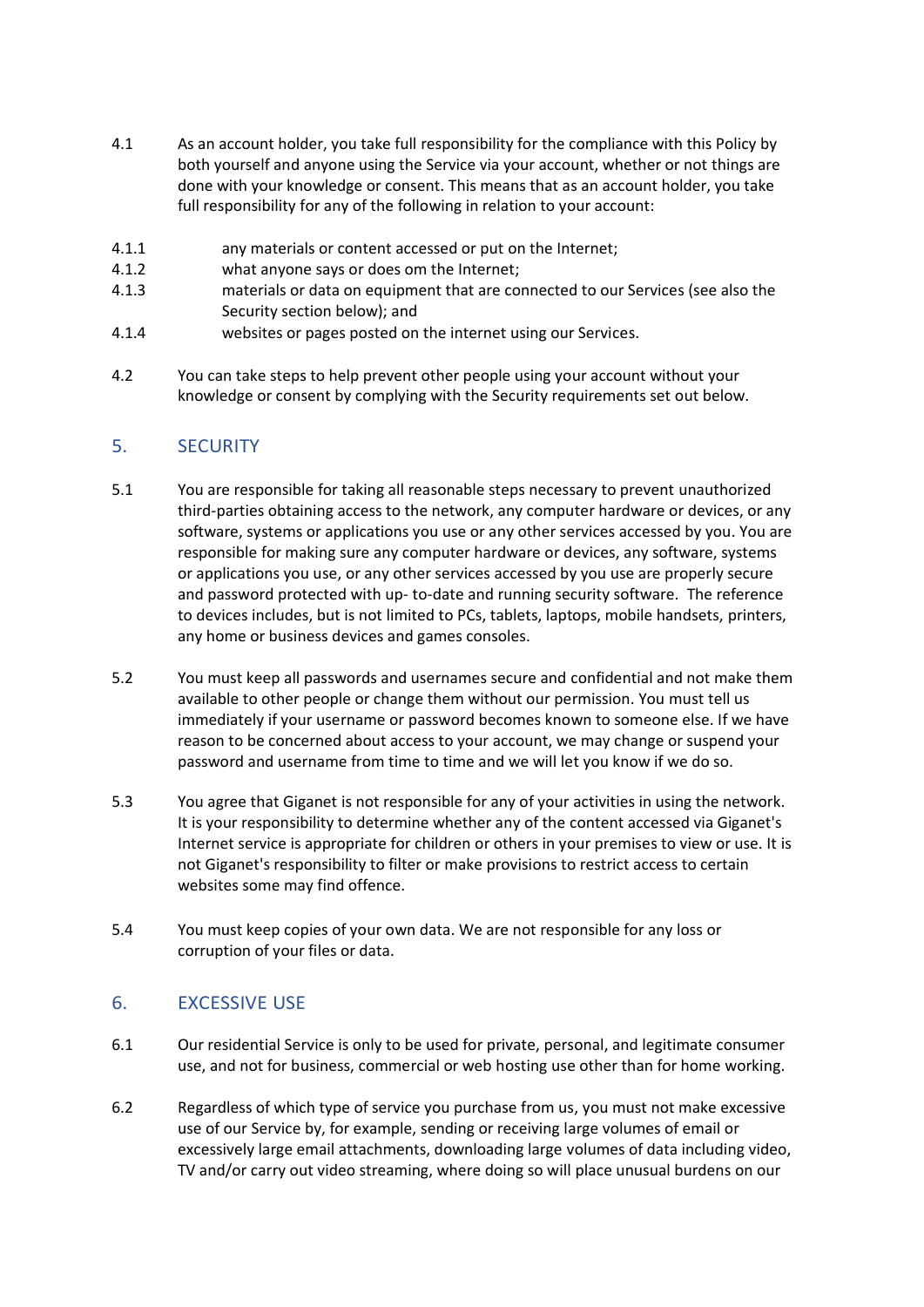4.1 As an account holder, you take full responsibility for the compliance with this Policy by both yourself and anyone using the Service via your account, whether or not things are done with your knowledge or consent. This means that as an account holder, you take full responsibility for any of the following in relation to your account:

4.1.1 any materials or content accessed or put on the Internet;

4.1.2 what anyone says or does om the Internet;

4.1.3 materials or data on equipment that are connected to our Services (see also the Security section below); and

4.1.4 websites or pages posted on the internet using our Services.

4.2 You can take steps to help prevent other people using your account without your knowledge or consent by complying with the Security requirements set out below.

## 5. SECURITY

5.1 You are responsible for taking all reasonable steps necessary to prevent unauthorized third-parties obtaining access to the network, any computer hardware or devices, or any software, systems or applications you use or any other services accessed by you. You are responsible for making sure any computer hardware or devices, any software, systems or applications you use, or any other services accessed by you use are properly secure and password protected with up- to-date and running security software. The reference to devices includes, but is not limited to PCs, tablets, laptops, mobile handsets, printers, any home or business devices and games consoles.

5.2 You must keep all passwords and usernames secure and confidential and not make them available to other people or change them without our permission. You must tell us immediately if your username or password becomes known to someone else. If we have reason to be concerned about access to your account, we may change or suspend your password and username from time to time and we will let you know if we do so.

5.3 You agree that Giganet is not responsible for any of your activities in using the network. It is your responsibility to determine whether any of the content accessed via Giganet's Internet service is appropriate for children or others in your premises to view or use. It is not Giganet's responsibility to filter or make provisions to restrict access to certain websites some may find offence.

5.4 You must keep copies of your own data. We are not responsible for any loss or corruption of your files or data.

## 6. EXCESSIVE USE

6.1 Our residential Service is only to be used for private, personal, and legitimate consumer use, and not for business, commercial or web hosting use other than for home working.

6.2 Regardless of which type of service you purchase from us, you must not make excessive use of our Service by, for example, sending or receiving large volumes of email or excessively large email attachments, downloading large volumes of data including video, TV and/or carry out video streaming, where doing so will place unusual burdens on our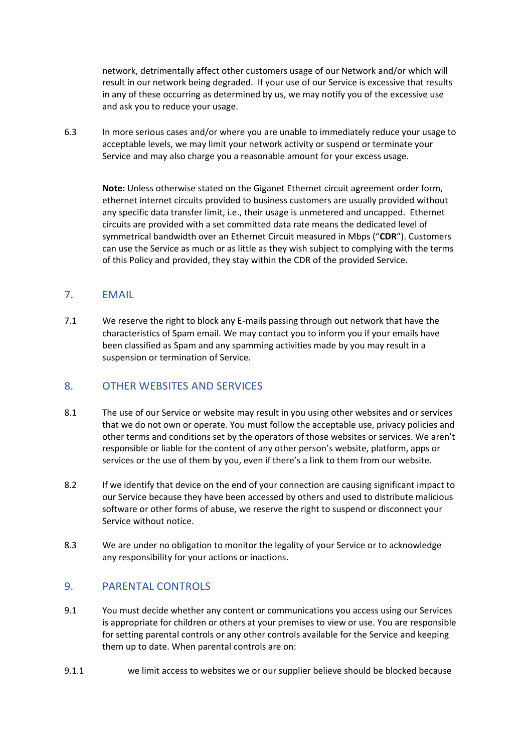network, detrimentally affect other customers usage of our Network and/or which will result in our network being degraded. If your use of our Service is excessive that results in any of these occurring as determined by us, we may notify you of the excessive use and ask you to reduce your usage.

6.3 In more serious cases and/or where you are unable to immediately reduce your usage to acceptable levels, we may limit your network activity or suspend or terminate your Service and may also charge you a reasonable amount for your excess usage.

**Note:** Unless otherwise stated on the Giganet Ethernet circuit agreement order form, ethernet internet circuits provided to business customers are usually provided without any specific data transfer limit, i.e., their usage is unmetered and uncapped. Ethernet circuits are provided with a set committed data rate means the dedicated level of symmetrical bandwidth over an Ethernet Circuit measured in Mbps ("**CDR**"). Customers can use the Service as much or as little as they wish subject to complying with the terms of this Policy and provided, they stay within the CDR of the provided Service.

## 7. EMAIL

7.1 We reserve the right to block any E-mails passing through out network that have the characteristics of Spam email. We may contact you to inform you if your emails have been classified as Spam and any spamming activities made by you may result in a suspension or termination of Service.

## 8. OTHER WEBSITES AND SERVICES

8.1 The use of our Service or website may result in you using other websites and or services that we do not own or operate. You must follow the acceptable use, privacy policies and other terms and conditions set by the operators of those websites or services. We aren't responsible or liable for the content of any other person's website, platform, apps or services or the use of them by you, even if there's a link to them from our website.

8.2 If we identify that device on the end of your connection are causing significant impact to our Service because they have been accessed by others and used to distribute malicious software or other forms of abuse, we reserve the right to suspend or disconnect your Service without notice.

8.3 We are under no obligation to monitor the legality of your Service or to acknowledge any responsibility for your actions or inactions.

## 9. PARENTAL CONTROLS

9.1 You must decide whether any content or communications you access using our Services is appropriate for children or others at your premises to view or use. You are responsible for setting parental controls or any other controls available for the Service and keeping them up to date. When parental controls are on:

9.1.1 we limit access to websites we or our supplier believe should be blocked because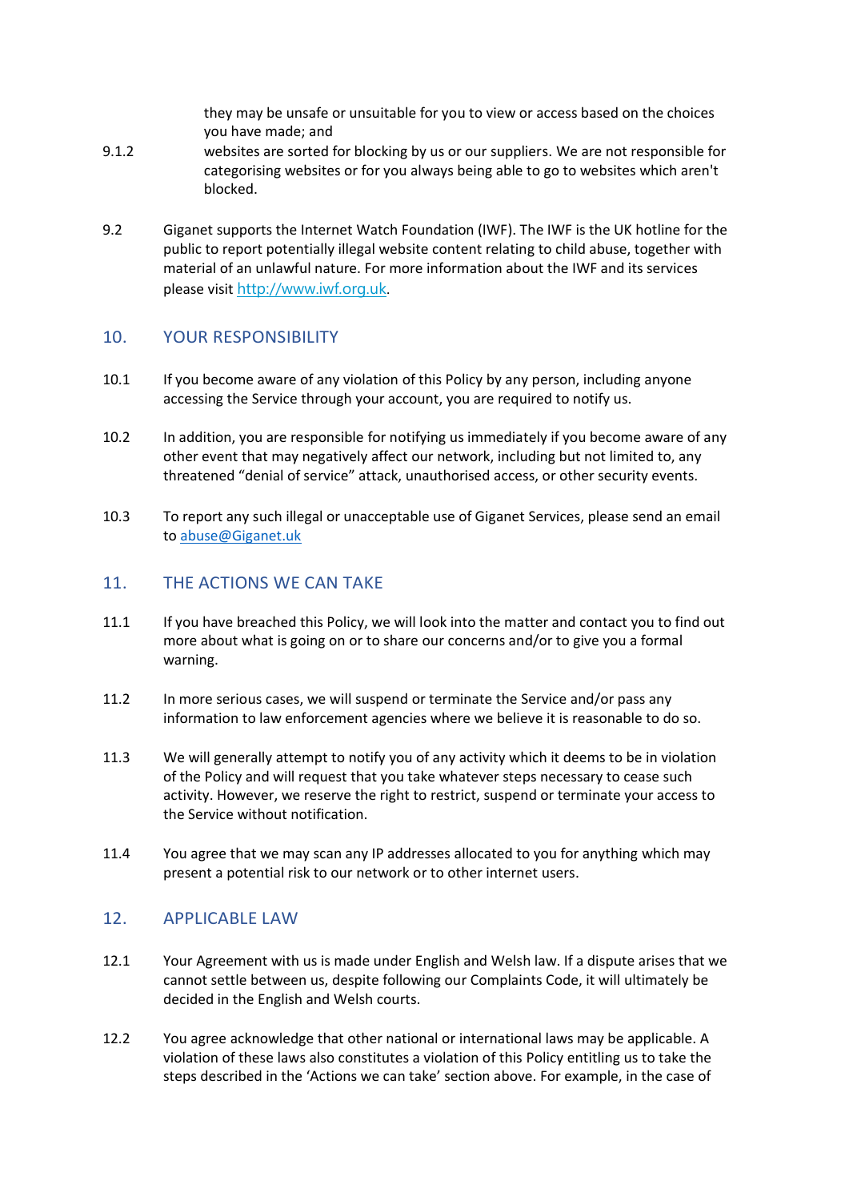they may be unsafe or unsuitable for you to view or access based on the choices you have made; and

9.1.2 websites are sorted for blocking by us or our suppliers. We are not responsible for categorising websites or for you always being able to go to websites which aren't blocked.

9.2 Giganet supports the Internet Watch Foundation (IWF). The IWF is the UK hotline for the public to report potentially illegal website content relating to child abuse, together with material of an unlawful nature. For more information about the IWF and its services please visit [http://www.iwf.org.uk](http://www.iwf.org.uk).

## 10. YOUR RESPONSIBILITY

10.1 If you become aware of any violation of this Policy by any person, including anyone accessing the Service through your account, you are required to notify us.

10.2 In addition, you are responsible for notifying us immediately if you become aware of any other event that may negatively affect our network, including but not limited to, any threatened "denial of service" attack, unauthorised access, or other security events.

10.3 To report any such illegal or unacceptable use of Giganet Services, please send an email to [abuse@Giganet.uk](mailto:abuse@Giganet.uk)

## 11. THE ACTIONS WE CAN TAKE

11.1 If you have breached this Policy, we will look into the matter and contact you to find out more about what is going on or to share our concerns and/or to give you a formal warning.

11.2 In more serious cases, we will suspend or terminate the Service and/or pass any information to law enforcement agencies where we believe it is reasonable to do so.

11.3 We will generally attempt to notify you of any activity which it deems to be in violation of the Policy and will request that you take whatever steps necessary to cease such activity. However, we reserve the right to restrict, suspend or terminate your access to the Service without notification.

11.4 You agree that we may scan any IP addresses allocated to you for anything which may present a potential risk to our network or to other internet users.

## 12. APPLICABLE LAW

12.1 Your Agreement with us is made under English and Welsh law. If a dispute arises that we cannot settle between us, despite following our Complaints Code, it will ultimately be decided in the English and Welsh courts.

12.2 You agree acknowledge that other national or international laws may be applicable. A violation of these laws also constitutes a violation of this Policy entitling us to take the steps described in the 'Actions we can take' section above. For example, in the case of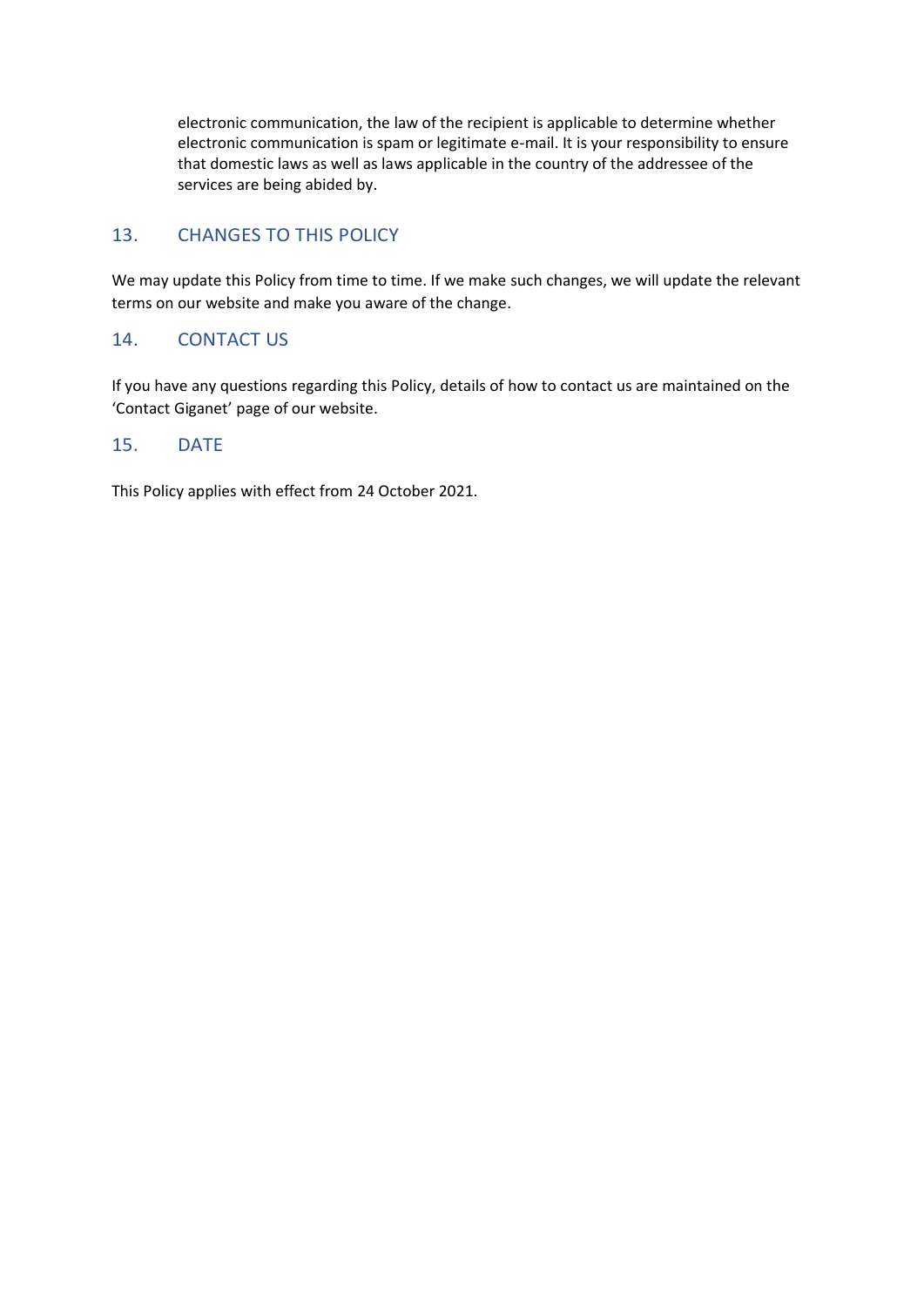electronic communication, the law of the recipient is applicable to determine whether electronic communication is spam or legitimate e-mail. It is your responsibility to ensure that domestic laws as well as laws applicable in the country of the addressee of the services are being abided by.

## 13. CHANGES TO THIS POLICY

We may update this Policy from time to time. If we make such changes, we will update the relevant terms on our website and make you aware of the change.

## 14. CONTACT US

If you have any questions regarding this Policy, details of how to contact us are maintained on the 'Contact Giganet' page of our website.

## 15. DATE

This Policy applies with effect from 24 October 2021.